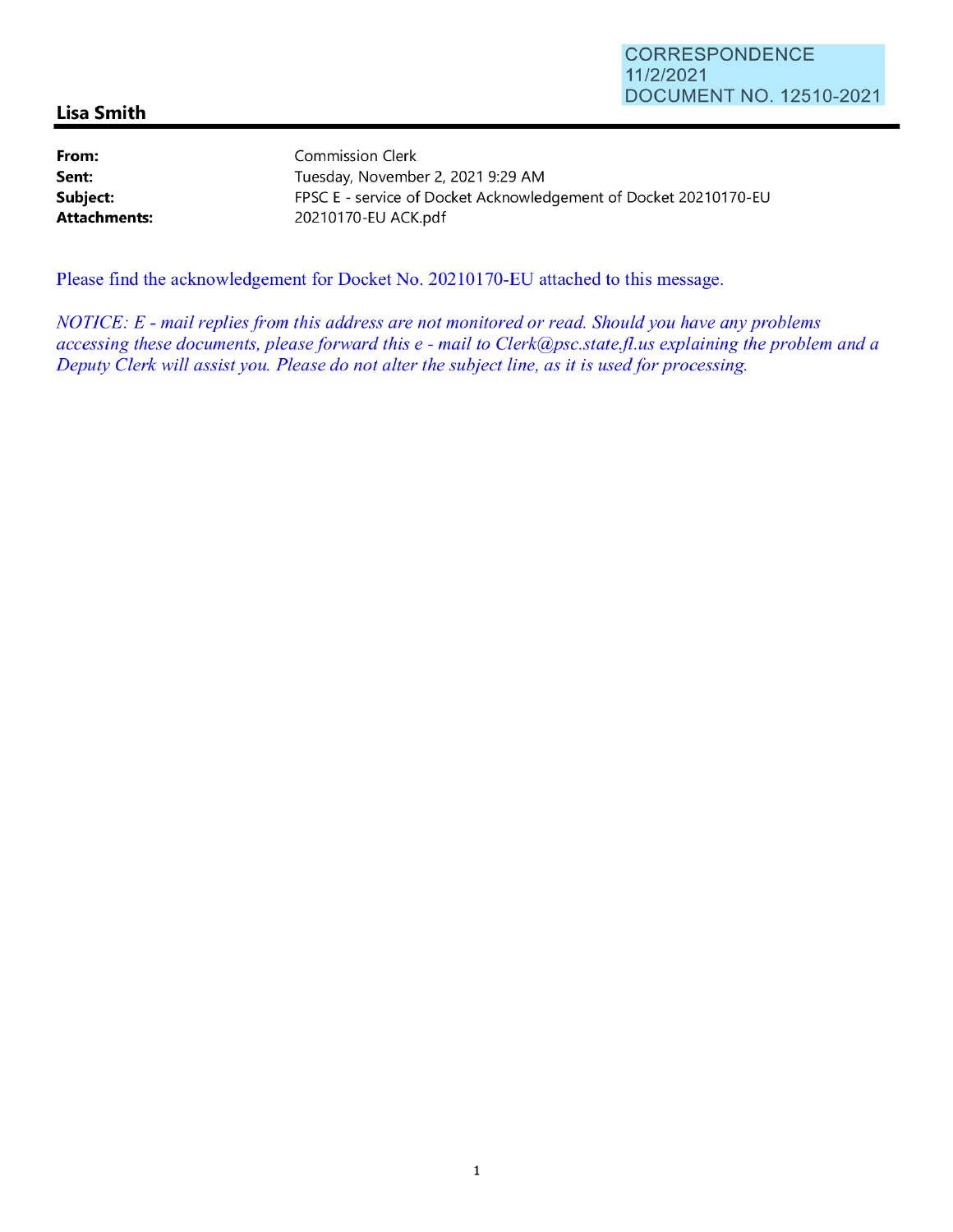CORRESPONDENCE
11/2/2021
DOCUMENT NO. 12510-2021

## Lisa Smith

**From:** Commission Clerk
**Sent:** Tuesday, November 2, 2021 9:29 AM
**Subject:** FPSC E - service of Docket Acknowledgement of Docket 20210170-EU
**Attachments:** 20210170-EU ACK.pdf

Please find the acknowledgement for Docket No. 20210170-EU attached to this message.

*NOTICE: E - mail replies from this address are not monitored or read. Should you have any problems accessing these documents, please forward this e - mail to Clerk@psc.state.fl.us explaining the problem and a Deputy Clerk will assist you. Please do not alter the subject line, as it is used for processing.*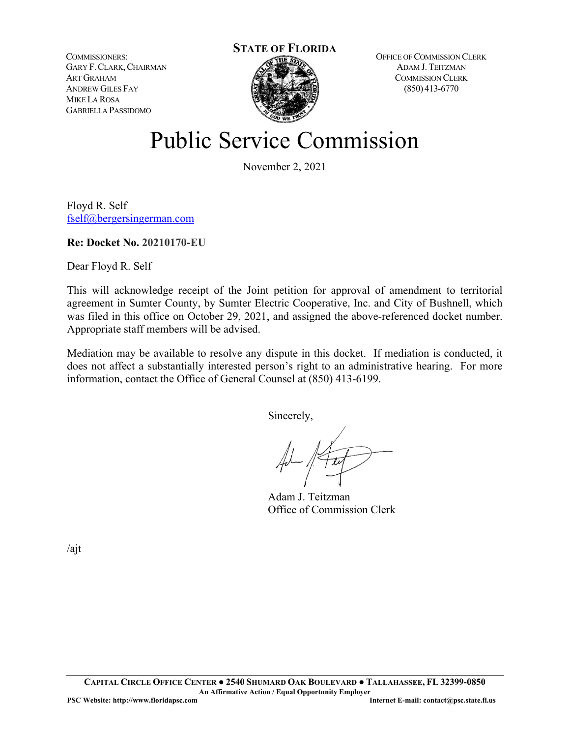COMMISSIONERS:
GARY F. CLARK, CHAIRMAN
ART GRAHAM
ANDREW GILES FAY
MIKE LA ROSA
GABRIELLA PASSIDOMO

**STATE OF FLORIDA**

OFFICE OF COMMISSION CLERK
ADAM J. TEITZMAN
COMMISSION CLERK
(850) 413-6770

# Public Service Commission

November 2, 2021

Floyd R. Self
fself@bergersingerman.com

**Re: Docket No. 20210170-EU**

Dear Floyd R. Self

This will acknowledge receipt of the Joint petition for approval of amendment to territorial agreement in Sumter County, by Sumter Electric Cooperative, Inc. and City of Bushnell, which was filed in this office on October 29, 2021, and assigned the above-referenced docket number. Appropriate staff members will be advised.

Mediation may be available to resolve any dispute in this docket. If mediation is conducted, it does not affect a substantially interested person's right to an administrative hearing. For more information, contact the Office of General Counsel at (850) 413-6199.

Sincerely,

Adam J. Teitzman
Office of Commission Clerk

/ajt

**CAPITAL CIRCLE OFFICE CENTER ● 2540 SHUMARD OAK BOULEVARD ● TALLAHASSEE, FL 32399-0850**
**An Affirmative Action / Equal Opportunity Employer**
**PSC Website: http://www.floridapsc.com** **Internet E-mail: contact@psc.state.fl.us**